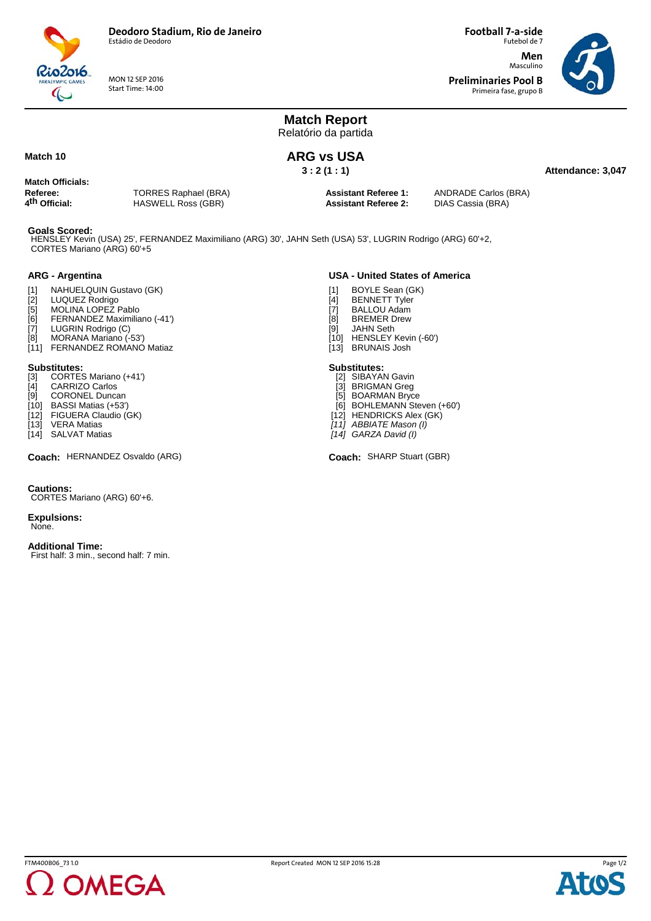Deodoro Stadium, Rio de Janeiro
Estádio de Deodoro

MON 12 SEP 2016
Start Time: 14:00

Football 7-a-side
Futebol de 7

Men
Masculino

Preliminaries Pool B
Primeira fase, grupo B

# Match Report
Relatório da partida

**Match 10**

## ARG vs USA

**3 : 2 (1 : 1)**

**Attendance: 3,047**

**Match Officials:**

| | | | |
|---|---|---|---|
| **Referee:** | TORRES Raphael (BRA) | **Assistant Referee 1:** | ANDRADE Carlos (BRA) |
| **4th Official:** | HASWELL Ross (GBR) | **Assistant Referee 2:** | DIAS Cassia (BRA) |

**Goals Scored:**
HENSLEY Kevin (USA) 25', FERNANDEZ Maximiliano (ARG) 30', JAHN Seth (USA) 53', LUGRIN Rodrigo (ARG) 60'+2, CORTES Mariano (ARG) 60'+5

### ARG - Argentina

[1] NAHUELQUIN Gustavo (GK)
[2] LUQUEZ Rodrigo
[5] MOLINA LOPEZ Pablo
[6] FERNANDEZ Maximiliano (-41')
[7] LUGRIN Rodrigo (C)
[8] MORANA Mariano (-53')
[11] FERNANDEZ ROMANO Matiaz

**Substitutes:**
[3] CORTES Mariano (+41')
[4] CARRIZO Carlos
[9] CORONEL Duncan
[10] BASSI Matias (+53')
[12] FIGUERA Claudio (GK)
[13] VERA Matias
[14] SALVAT Matias

**Coach:** HERNANDEZ Osvaldo (ARG)

### USA - United States of America

[1] BOYLE Sean (GK)
[4] BENNETT Tyler
[7] BALLOU Adam
[8] BREMER Drew
[9] JAHN Seth
[10] HENSLEY Kevin (-60')
[13] BRUNAIS Josh

**Substitutes:**
[2] SIBAYAN Gavin
[3] BRIGMAN Greg
[5] BOARMAN Bryce
[6] BOHLEMANN Steven (+60')
[12] HENDRICKS Alex (GK)
*[11] ABBIATE Mason (I)*
*[14] GARZA David (I)*

**Coach:** SHARP Stuart (GBR)

**Cautions:**
CORTES Mariano (ARG) 60'+6.

**Expulsions:**
None.

**Additional Time:**
First half: 3 min., second half: 7 min.

FTM400B06_73 1.0 Report Created MON 12 SEP 2016 15:28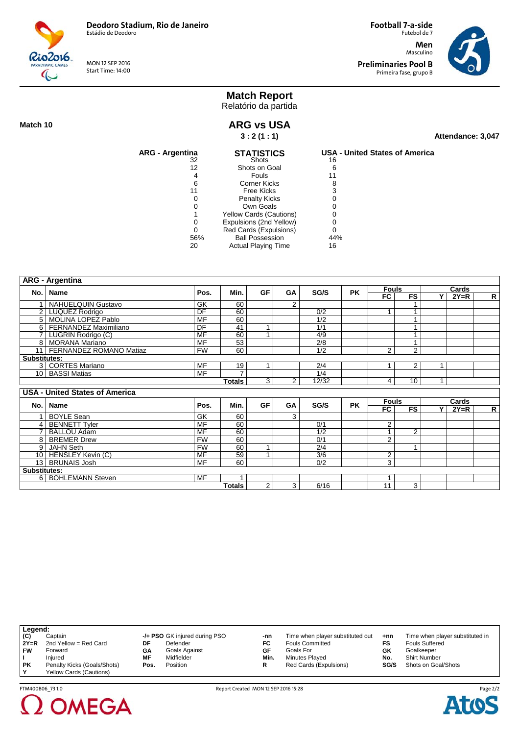Deodoro Stadium, Rio de Janeiro
Estádio de Deodoro

MON 12 SEP 2016
Start Time: 14:00

Football 7-a-side
Futebol de 7

Men
Masculino

Preliminaries Pool B
Primeira fase, grupo B

# Match Report
Relatório da partida

**Match 10**

## ARG vs USA

**3 : 2 (1 : 1)**

**Attendance: 3,047**

| ARG - Argentina | STATISTICS | USA - United States of America |
|---|---|---|
| 32 | Shots | 16 |
| 12 | Shots on Goal | 6 |
| 4 | Fouls | 11 |
| 6 | Corner Kicks | 8 |
| 11 | Free Kicks | 3 |
| 0 | Penalty Kicks | 0 |
| 0 | Own Goals | 0 |
| 1 | Yellow Cards (Cautions) | 0 |
| 0 | Expulsions (2nd Yellow) | 0 |
| 0 | Red Cards (Expulsions) | 0 |
| 56% | Ball Possession | 44% |
| 20 | Actual Playing Time | 16 |

**ARG - Argentina**

| No. | Name | Pos. | Min. | GF | GA | SG/S | PK | Fouls FC | Fouls FS | Cards Y | Cards 2Y=R | Cards R |
|---|---|---|---|---|---|---|---|---|---|---|---|---|
| 1 | NAHUELQUIN Gustavo | GK | 60 | | 2 | | | | 1 | | | |
| 2 | LUQUEZ Rodrigo | DF | 60 | | | 0/2 | | 1 | 1 | | | |
| 5 | MOLINA LOPEZ Pablo | MF | 60 | | | 1/2 | | | 1 | | | |
| 6 | FERNANDEZ Maximiliano | DF | 41 | 1 | | 1/1 | | | 1 | | | |
| 7 | LUGRIN Rodrigo (C) | MF | 60 | 1 | | 4/9 | | | 1 | | | |
| 8 | MORANA Mariano | MF | 53 | | | 2/8 | | | 1 | | | |
| 11 | FERNANDEZ ROMANO Matiaz | FW | 60 | | | 1/2 | | 2 | 2 | | | |
| **Substitutes:** | | | | | | | | | | | | |
| 3 | CORTES Mariano | MF | 19 | 1 | | 2/4 | | 1 | 2 | 1 | | |
| 10 | BASSI Matias | MF | 7 | | | 1/4 | | | | | | |
| | | | **Totals** | 3 | 2 | 12/32 | | 4 | 10 | 1 | | |

**USA - United States of America**

| No. | Name | Pos. | Min. | GF | GA | SG/S | PK | Fouls FC | Fouls FS | Cards Y | Cards 2Y=R | Cards R |
|---|---|---|---|---|---|---|---|---|---|---|---|---|
| 1 | BOYLE Sean | GK | 60 | | 3 | | | | | | | |
| 4 | BENNETT Tyler | MF | 60 | | | 0/1 | | 2 | | | | |
| 7 | BALLOU Adam | MF | 60 | | | 1/2 | | 1 | 2 | | | |
| 8 | BREMER Drew | FW | 60 | | | 0/1 | | 2 | | | | |
| 9 | JAHN Seth | FW | 60 | 1 | | 2/4 | | | 1 | | | |
| 10 | HENSLEY Kevin (C) | MF | 59 | 1 | | 3/6 | | 2 | | | | |
| 13 | BRUNAIS Josh | MF | 60 | | | 0/2 | | 3 | | | | |
| **Substitutes:** | | | | | | | | | | | | |
| 6 | BOHLEMANN Steven | MF | 1 | | | | | 1 | | | | |
| | | | **Totals** | 2 | 3 | 6/16 | | 11 | 3 | | | |

**Legend:**

| | | | | | | | |
|---|---|---|---|---|---|---|---|
| (C) | Captain | -/+ PSO | GK injured during PSO | -nn | Time when player substituted out | +nn | Time when player substituted in |
| 2Y=R | 2nd Yellow = Red Card | DF | Defender | FC | Fouls Committed | FS | Fouls Suffered |
| FW | Forward | GA | Goals Against | GF | Goals For | GK | Goalkeeper |
| I | Injured | MF | Midfielder | Min. | Minutes Played | No. | Shirt Number |
| PK | Penalty Kicks (Goals/Shots) | Pos. | Position | R | Red Cards (Expulsions) | SG/S | Shots on Goal/Shots |
| Y | Yellow Cards (Cautions) | | | | | | |

FTM400B06_73 1.0 Report Created MON 12 SEP 2016 15:28